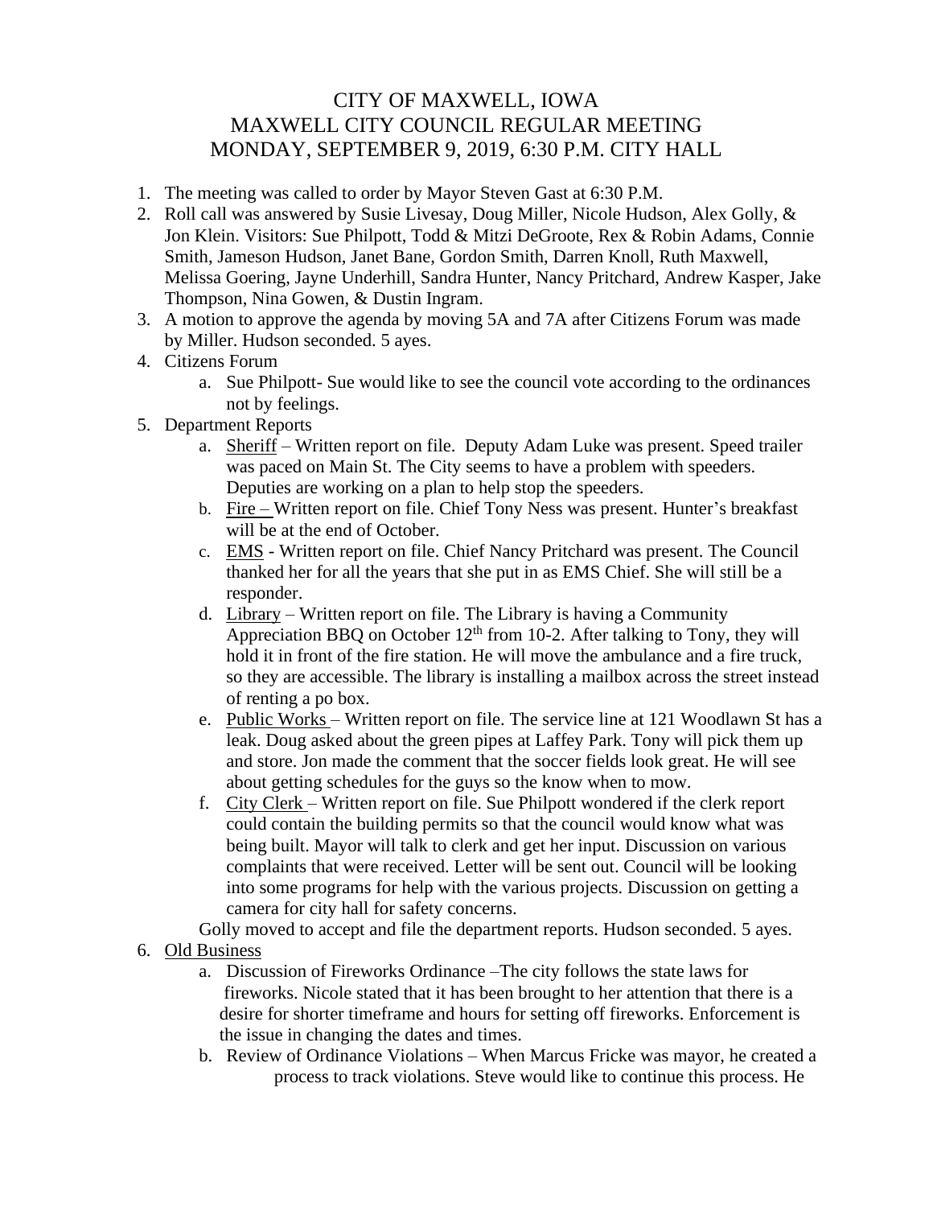# CITY OF MAXWELL, IOWA
# MAXWELL CITY COUNCIL REGULAR MEETING
# MONDAY, SEPTEMBER 9, 2019, 6:30 P.M. CITY HALL

1. The meeting was called to order by Mayor Steven Gast at 6:30 P.M.
2. Roll call was answered by Susie Livesay, Doug Miller, Nicole Hudson, Alex Golly, & Jon Klein. Visitors: Sue Philpott, Todd & Mitzi DeGroote, Rex & Robin Adams, Connie Smith, Jameson Hudson, Janet Bane, Gordon Smith, Darren Knoll, Ruth Maxwell, Melissa Goering, Jayne Underhill, Sandra Hunter, Nancy Pritchard, Andrew Kasper, Jake Thompson, Nina Gowen, & Dustin Ingram.
3. A motion to approve the agenda by moving 5A and 7A after Citizens Forum was made by Miller. Hudson seconded. 5 ayes.
4. Citizens Forum
   a. Sue Philpott- Sue would like to see the council vote according to the ordinances not by feelings.
5. Department Reports
   a. Sheriff – Written report on file. Deputy Adam Luke was present. Speed trailer was paced on Main St. The City seems to have a problem with speeders. Deputies are working on a plan to help stop the speeders.
   b. Fire – Written report on file. Chief Tony Ness was present. Hunter's breakfast will be at the end of October.
   c. EMS - Written report on file. Chief Nancy Pritchard was present. The Council thanked her for all the years that she put in as EMS Chief. She will still be a responder.
   d. Library – Written report on file. The Library is having a Community Appreciation BBQ on October 12th from 10-2. After talking to Tony, they will hold it in front of the fire station. He will move the ambulance and a fire truck, so they are accessible. The library is installing a mailbox across the street instead of renting a po box.
   e. Public Works – Written report on file. The service line at 121 Woodlawn St has a leak. Doug asked about the green pipes at Laffey Park. Tony will pick them up and store. Jon made the comment that the soccer fields look great. He will see about getting schedules for the guys so the know when to mow.
   f. City Clerk – Written report on file. Sue Philpott wondered if the clerk report could contain the building permits so that the council would know what was being built. Mayor will talk to clerk and get her input. Discussion on various complaints that were received. Letter will be sent out. Council will be looking into some programs for help with the various projects. Discussion on getting a camera for city hall for safety concerns.

   Golly moved to accept and file the department reports. Hudson seconded. 5 ayes.
6. Old Business
   a. Discussion of Fireworks Ordinance –The city follows the state laws for fireworks. Nicole stated that it has been brought to her attention that there is a desire for shorter timeframe and hours for setting off fireworks. Enforcement is the issue in changing the dates and times.
   b. Review of Ordinance Violations – When Marcus Fricke was mayor, he created a process to track violations. Steve would like to continue this process. He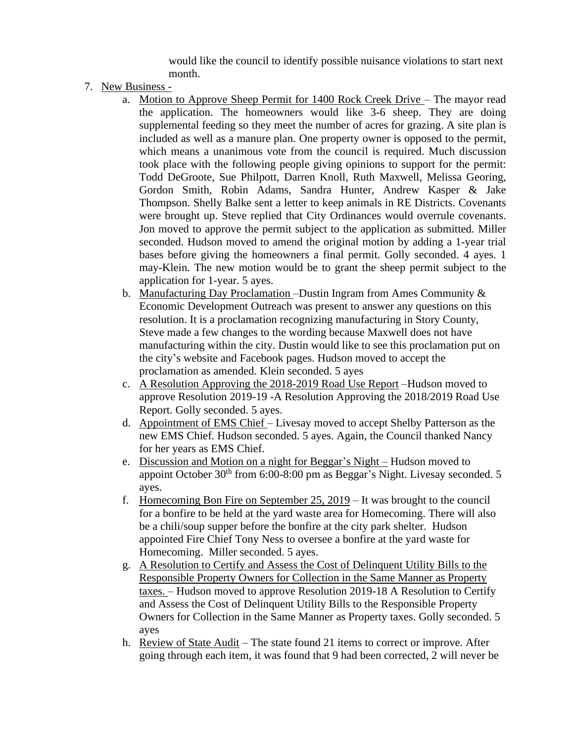would like the council to identify possible nuisance violations to start next month.

7. New Business -
    a. Motion to Approve Sheep Permit for 1400 Rock Creek Drive – The mayor read the application. The homeowners would like 3-6 sheep. They are doing supplemental feeding so they meet the number of acres for grazing. A site plan is included as well as a manure plan. One property owner is opposed to the permit, which means a unanimous vote from the council is required. Much discussion took place with the following people giving opinions to support for the permit: Todd DeGroote, Sue Philpott, Darren Knoll, Ruth Maxwell, Melissa Georing, Gordon Smith, Robin Adams, Sandra Hunter, Andrew Kasper & Jake Thompson. Shelly Balke sent a letter to keep animals in RE Districts. Covenants were brought up. Steve replied that City Ordinances would overrule covenants. Jon moved to approve the permit subject to the application as submitted. Miller seconded. Hudson moved to amend the original motion by adding a 1-year trial bases before giving the homeowners a final permit. Golly seconded. 4 ayes. 1 may-Klein. The new motion would be to grant the sheep permit subject to the application for 1-year. 5 ayes.
    b. Manufacturing Day Proclamation –Dustin Ingram from Ames Community & Economic Development Outreach was present to answer any questions on this resolution. It is a proclamation recognizing manufacturing in Story County, Steve made a few changes to the wording because Maxwell does not have manufacturing within the city. Dustin would like to see this proclamation put on the city's website and Facebook pages. Hudson moved to accept the proclamation as amended. Klein seconded. 5 ayes
    c. A Resolution Approving the 2018-2019 Road Use Report –Hudson moved to approve Resolution 2019-19 -A Resolution Approving the 2018/2019 Road Use Report. Golly seconded. 5 ayes.
    d. Appointment of EMS Chief – Livesay moved to accept Shelby Patterson as the new EMS Chief. Hudson seconded. 5 ayes. Again, the Council thanked Nancy for her years as EMS Chief.
    e. Discussion and Motion on a night for Beggar's Night – Hudson moved to appoint October 30th from 6:00-8:00 pm as Beggar's Night. Livesay seconded. 5 ayes.
    f. Homecoming Bon Fire on September 25, 2019 – It was brought to the council for a bonfire to be held at the yard waste area for Homecoming. There will also be a chili/soup supper before the bonfire at the city park shelter. Hudson appointed Fire Chief Tony Ness to oversee a bonfire at the yard waste for Homecoming. Miller seconded. 5 ayes.
    g. A Resolution to Certify and Assess the Cost of Delinquent Utility Bills to the Responsible Property Owners for Collection in the Same Manner as Property taxes. – Hudson moved to approve Resolution 2019-18 A Resolution to Certify and Assess the Cost of Delinquent Utility Bills to the Responsible Property Owners for Collection in the Same Manner as Property taxes. Golly seconded. 5 ayes
    h. Review of State Audit – The state found 21 items to correct or improve. After going through each item, it was found that 9 had been corrected, 2 will never be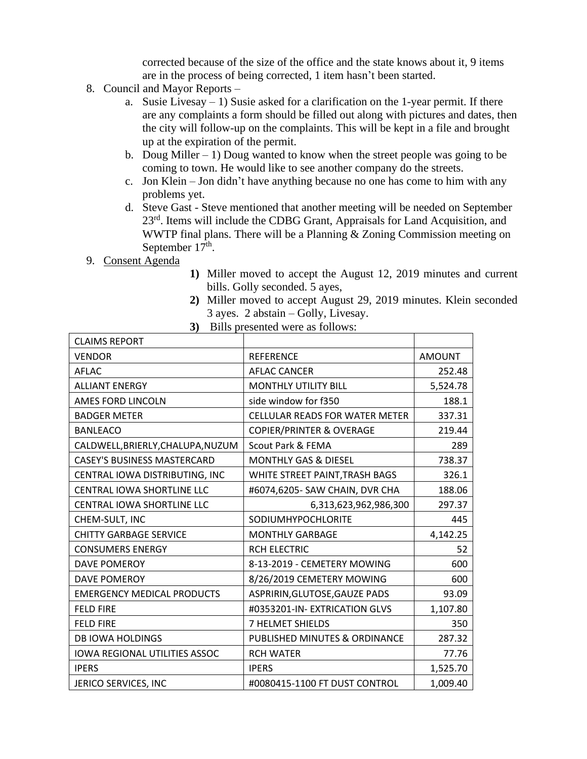corrected because of the size of the office and the state knows about it, 9 items are in the process of being corrected, 1 item hasn't been started.

8. Council and Mayor Reports –
   a. Susie Livesay – 1) Susie asked for a clarification on the 1-year permit. If there are any complaints a form should be filled out along with pictures and dates, then the city will follow-up on the complaints. This will be kept in a file and brought up at the expiration of the permit.
   b. Doug Miller – 1) Doug wanted to know when the street people was going to be coming to town. He would like to see another company do the streets.
   c. Jon Klein – Jon didn't have anything because no one has come to him with any problems yet.
   d. Steve Gast - Steve mentioned that another meeting will be needed on September 23rd. Items will include the CDBG Grant, Appraisals for Land Acquisition, and WWTP final plans. There will be a Planning & Zoning Commission meeting on September 17th.
9. Consent Agenda
   **1)** Miller moved to accept the August 12, 2019 minutes and current bills. Golly seconded. 5 ayes,
   **2)** Miller moved to accept August 29, 2019 minutes. Klein seconded 3 ayes. 2 abstain – Golly, Livesay.
   **3)** Bills presented were as follows:

| CLAIMS REPORT | | |
|---|---|---|
| VENDOR | REFERENCE | AMOUNT |
| AFLAC | AFLAC CANCER | 252.48 |
| ALLIANT ENERGY | MONTHLY UTILITY BILL | 5,524.78 |
| AMES FORD LINCOLN | side window for f350 | 188.1 |
| BADGER METER | CELLULAR READS FOR WATER METER | 337.31 |
| BANLEACO | COPIER/PRINTER & OVERAGE | 219.44 |
| CALDWELL,BRIERLY,CHALUPA,NUZUM | Scout Park & FEMA | 289 |
| CASEY'S BUSINESS MASTERCARD | MONTHLY GAS & DIESEL | 738.37 |
| CENTRAL IOWA DISTRIBUTING, INC | WHITE STREET PAINT,TRASH BAGS | 326.1 |
| CENTRAL IOWA SHORTLINE LLC | #6074,6205- SAW CHAIN, DVR CHA | 188.06 |
| CENTRAL IOWA SHORTLINE LLC | 6,313,623,962,986,300 | 297.37 |
| CHEM-SULT, INC | SODIUMHYPOCHLORITE | 445 |
| CHITTY GARBAGE SERVICE | MONTHLY GARBAGE | 4,142.25 |
| CONSUMERS ENERGY | RCH ELECTRIC | 52 |
| DAVE POMEROY | 8-13-2019 - CEMETERY MOWING | 600 |
| DAVE POMEROY | 8/26/2019 CEMETERY MOWING | 600 |
| EMERGENCY MEDICAL PRODUCTS | ASPRIRIN,GLUTOSE,GAUZE PADS | 93.09 |
| FELD FIRE | #0353201-IN- EXTRICATION GLVS | 1,107.80 |
| FELD FIRE | 7 HELMET SHIELDS | 350 |
| DB IOWA HOLDINGS | PUBLISHED MINUTES & ORDINANCE | 287.32 |
| IOWA REGIONAL UTILITIES ASSOC | RCH WATER | 77.76 |
| IPERS | IPERS | 1,525.70 |
| JERICO SERVICES, INC | #0080415-1100 FT DUST CONTROL | 1,009.40 |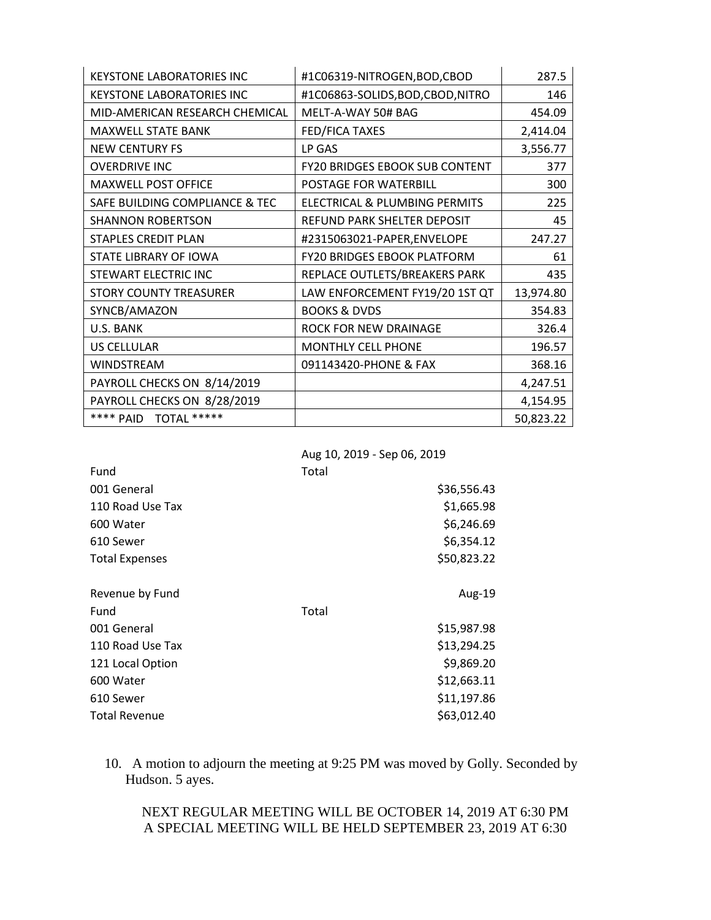| | | |
|---|---|---|
| KEYSTONE LABORATORIES INC | #1C06319-NITROGEN,BOD,CBOD | 287.5 |
| KEYSTONE LABORATORIES INC | #1C06863-SOLIDS,BOD,CBOD,NITRO | 146 |
| MID-AMERICAN RESEARCH CHEMICAL | MELT-A-WAY 50# BAG | 454.09 |
| MAXWELL STATE BANK | FED/FICA TAXES | 2,414.04 |
| NEW CENTURY FS | LP GAS | 3,556.77 |
| OVERDRIVE INC | FY20 BRIDGES EBOOK SUB CONTENT | 377 |
| MAXWELL POST OFFICE | POSTAGE FOR WATERBILL | 300 |
| SAFE BUILDING COMPLIANCE & TEC | ELECTRICAL & PLUMBING PERMITS | 225 |
| SHANNON ROBERTSON | REFUND PARK SHELTER DEPOSIT | 45 |
| STAPLES CREDIT PLAN | #2315063021-PAPER,ENVELOPE | 247.27 |
| STATE LIBRARY OF IOWA | FY20 BRIDGES EBOOK PLATFORM | 61 |
| STEWART ELECTRIC INC | REPLACE OUTLETS/BREAKERS PARK | 435 |
| STORY COUNTY TREASURER | LAW ENFORCEMENT FY19/20 1ST QT | 13,974.80 |
| SYNCB/AMAZON | BOOKS & DVDS | 354.83 |
| U.S. BANK | ROCK FOR NEW DRAINAGE | 326.4 |
| US CELLULAR | MONTHLY CELL PHONE | 196.57 |
| WINDSTREAM | 091143420-PHONE & FAX | 368.16 |
| PAYROLL CHECKS ON 8/14/2019 | | 4,247.51 |
| PAYROLL CHECKS ON 8/28/2019 | | 4,154.95 |
| **** PAID TOTAL ***** | | 50,823.22 |

| | Aug 10, 2019 - Sep 06, 2019 |
|---|---|
| Fund | Total |
| 001 General | $36,556.43 |
| 110 Road Use Tax | $1,665.98 |
| 600 Water | $6,246.69 |
| 610 Sewer | $6,354.12 |
| Total Expenses | $50,823.22 |

| Revenue by Fund | Aug-19 |
|---|---|
| Fund | Total |
| 001 General | $15,987.98 |
| 110 Road Use Tax | $13,294.25 |
| 121 Local Option | $9,869.20 |
| 600 Water | $12,663.11 |
| 610 Sewer | $11,197.86 |
| Total Revenue | $63,012.40 |

10. A motion to adjourn the meeting at 9:25 PM was moved by Golly. Seconded by Hudson. 5 ayes.

NEXT REGULAR MEETING WILL BE OCTOBER 14, 2019 AT 6:30 PM
A SPECIAL MEETING WILL BE HELD SEPTEMBER 23, 2019 AT 6:30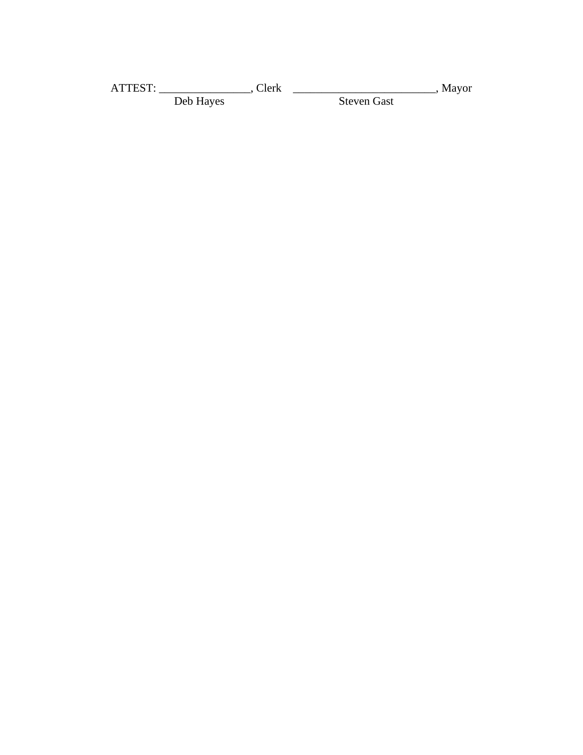ATTEST: ________________, Clerk    _________________________, Mayor
Deb Hayes                                        Steven Gast